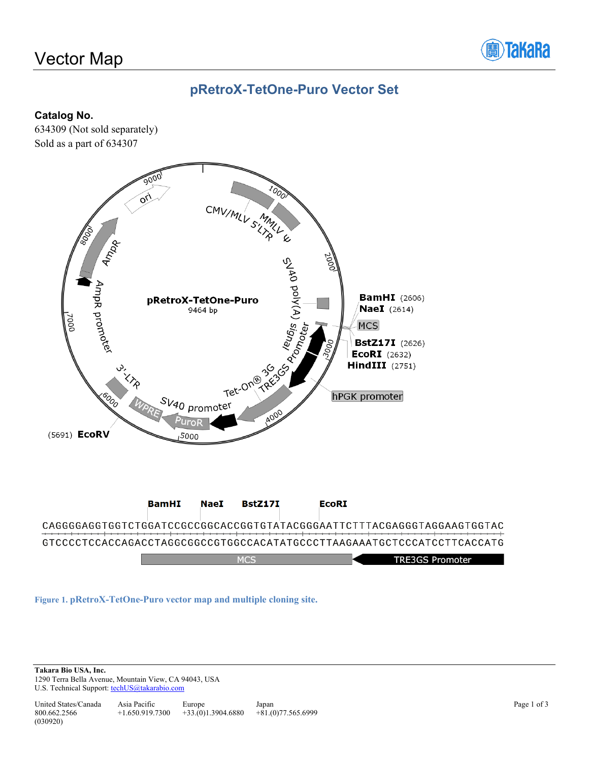# Vector Map

## pRetroX-TetOne-Puro Vector Set

**Catalog No.**
634309 (Not sold separately)
Sold as a part of 634307

pRetroX-TetOne-Puro
9464 bp

BamHI (2606)
NaeI (2614)
MCS
BstZ17I (2626)
EcoRI (2632)
HindIII (2751)
hPGK promoter
(5691) EcoRV

CMV/MLV 5'LTR, MMLV ψ, SV40 poly(A) signal, TRE3GS Promoter, Tet-On® 3G, PuroR, SV40 promoter, WPRE, 3'-LTR, AmpR promoter, AmpR, ori

```
                BamHI     NaeI     BstZ17I        EcoRI
CAGGGGAGGTGGTCTGGATCCGCCGGCACCGGTGTATACGGGAATTCTTTACGAGGGTAGGAAGTGGTAC
GTCCCCTCCACCAGACCTAGGCGGCCGTGGCCACATATGCCCTTAAGAAATGCTCCCATCCTTCACCATG
                [            MCS             ]<[   TRE3GS Promoter   ]
```

**Figure 1. pRetroX-TetOne-Puro vector map and multiple cloning site.**

**Takara Bio USA, Inc.**
1290 Terra Bella Avenue, Mountain View, CA 94043, USA
U.S. Technical Support: techUS@takarabio.com

| United States/Canada | Asia Pacific | Europe | Japan |
|---|---|---|---|
| 800.662.2566 | +1.650.919.7300 | +33.(0)1.3904.6880 | +81.(0)77.565.6999 |

(030920)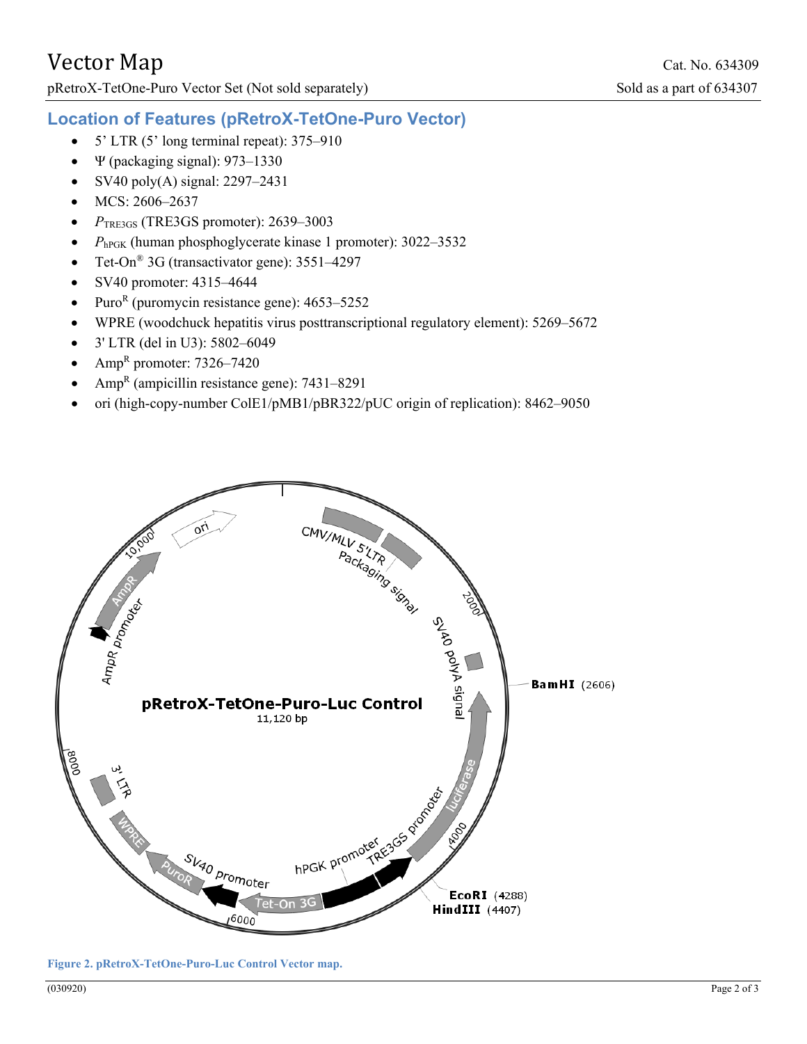## Location of Features (pRetroX-TetOne-Puro Vector)

- 5' LTR (5' long terminal repeat): 375–910
- Ψ (packaging signal): 973–1330
- SV40 poly(A) signal: 2297–2431
- MCS: 2606–2637
- $P_{TRE3GS}$ (TRE3GS promoter): 2639–3003
- $P_{hPGK}$ (human phosphoglycerate kinase 1 promoter): 3022–3532
- Tet-On® 3G (transactivator gene): 3551–4297
- SV40 promoter: 4315–4644
- Puro[R] (puromycin resistance gene): 4653–5252
- WPRE (woodchuck hepatitis virus posttranscriptional regulatory element): 5269–5672
- 3' LTR (del in U3): 5802–6049
- Amp[R] promoter: 7326–7420
- Amp[R] (ampicillin resistance gene): 7431–8291
- ori (high-copy-number ColE1/pMB1/pBR322/pUC origin of replication): 8462–9050

**Figure 2. pRetroX-TetOne-Puro-Luc Control Vector map.**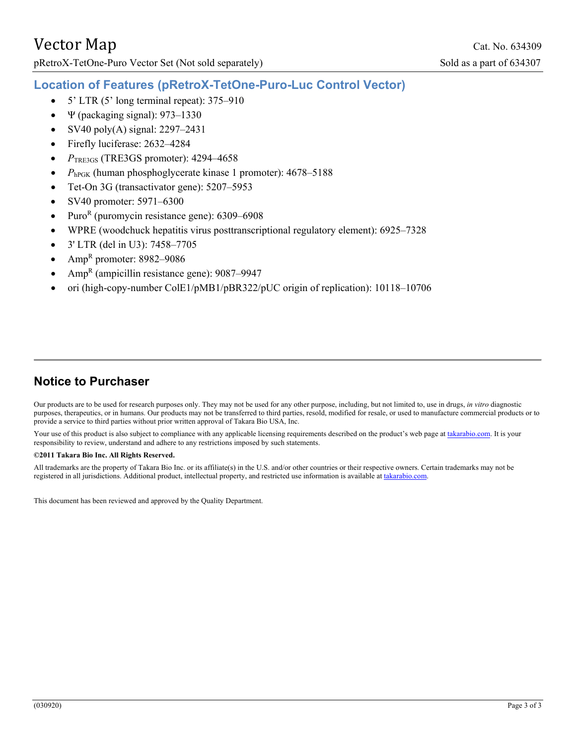## Location of Features (pRetroX-TetOne-Puro-Luc Control Vector)

- 5' LTR (5' long terminal repeat): 375–910
- Ψ (packaging signal): 973–1330
- SV40 poly(A) signal: 2297–2431
- Firefly luciferase: 2632–4284
- $P_{TRE3GS}$ (TRE3GS promoter): 4294–4658
- $P_{hPGK}$ (human phosphoglycerate kinase 1 promoter): 4678–5188
- Tet-On 3G (transactivator gene): 5207–5953
- SV40 promoter: 5971–6300
- $Puro^R$ (puromycin resistance gene): 6309–6908
- WPRE (woodchuck hepatitis virus posttranscriptional regulatory element): 6925–7328
- 3' LTR (del in U3): 7458–7705
- $Amp^R$ promoter: 8982–9086
- $Amp^R$ (ampicillin resistance gene): 9087–9947
- ori (high-copy-number ColE1/pMB1/pBR322/pUC origin of replication): 10118–10706

## Notice to Purchaser

Our products are to be used for research purposes only. They may not be used for any other purpose, including, but not limited to, use in drugs, *in vitro* diagnostic purposes, therapeutics, or in humans. Our products may not be transferred to third parties, resold, modified for resale, or used to manufacture commercial products or to provide a service to third parties without prior written approval of Takara Bio USA, Inc.

Your use of this product is also subject to compliance with any applicable licensing requirements described on the product's web page at takarabio.com. It is your responsibility to review, understand and adhere to any restrictions imposed by such statements.

**©2011 Takara Bio Inc. All Rights Reserved.**

All trademarks are the property of Takara Bio Inc. or its affiliate(s) in the U.S. and/or other countries or their respective owners. Certain trademarks may not be registered in all jurisdictions. Additional product, intellectual property, and restricted use information is available at takarabio.com.

This document has been reviewed and approved by the Quality Department.

(030920)